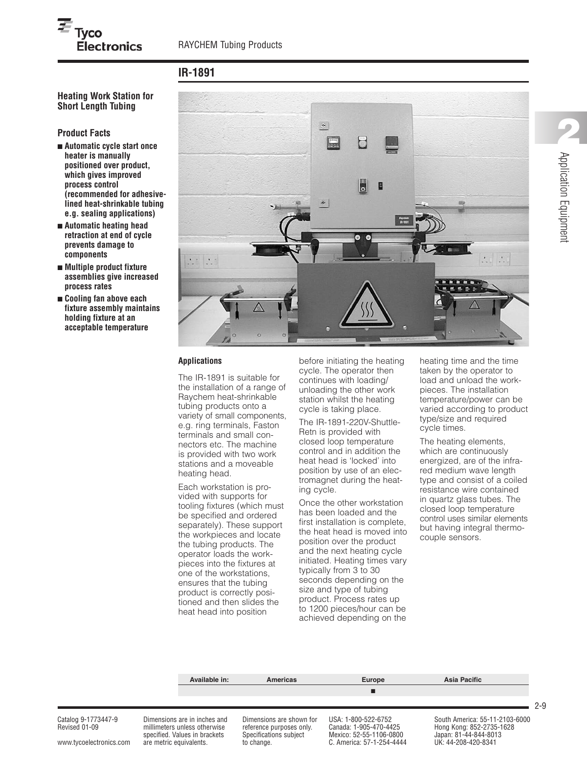## IR-1891

### Heating Work Station for Short Length Tubing

### Product Facts

- **Automatic cycle start once heater is manually positioned over product, which gives improved process control (recommended for adhesive-lined heat-shrinkable tubing e.g. sealing applications)**
- **Automatic heating head retraction at end of cycle prevents damage to components**
- **Multiple product fixture assemblies give increased process rates**
- **Cooling fan above each fixture assembly maintains holding fixture at an acceptable temperature**

### Applications

The IR-1891 is suitable for the installation of a range of Raychem heat-shrinkable tubing products onto a variety of small components, e.g. ring terminals, Faston terminals and small connectors etc. The machine is provided with two work stations and a moveable heating head.

Each workstation is provided with supports for tooling fixtures (which must be specified and ordered separately). These support the workpieces and locate the tubing products. The operator loads the workpieces into the fixtures at one of the workstations, ensures that the tubing product is correctly positioned and then slides the heat head into position before initiating the heating cycle. The operator then continues with loading/unloading the other work station whilst the heating cycle is taking place.

The IR-1891-220V-Shuttle-Retn is provided with closed loop temperature control and in addition the heat head is 'locked' into position by use of an electromagnet during the heating cycle.

Once the other workstation has been loaded and the first installation is complete, the heat head is moved into position over the product and the next heating cycle initiated. Heating times vary typically from 3 to 30 seconds depending on the size and type of tubing product. Process rates up to 1200 pieces/hour can be achieved depending on the heating time and the time taken by the operator to load and unload the workpieces. The installation temperature/power can be varied according to product type/size and required cycle times.

The heating elements, which are continuously energized, are of the infrared medium wave length type and consist of a coiled resistance wire contained in quartz glass tubes. The closed loop temperature control uses similar elements but having integral thermocouple sensors.

| Available in: | Americas | Europe | Asia Pacific |
| --- | --- | --- | --- |
| | | ■ | |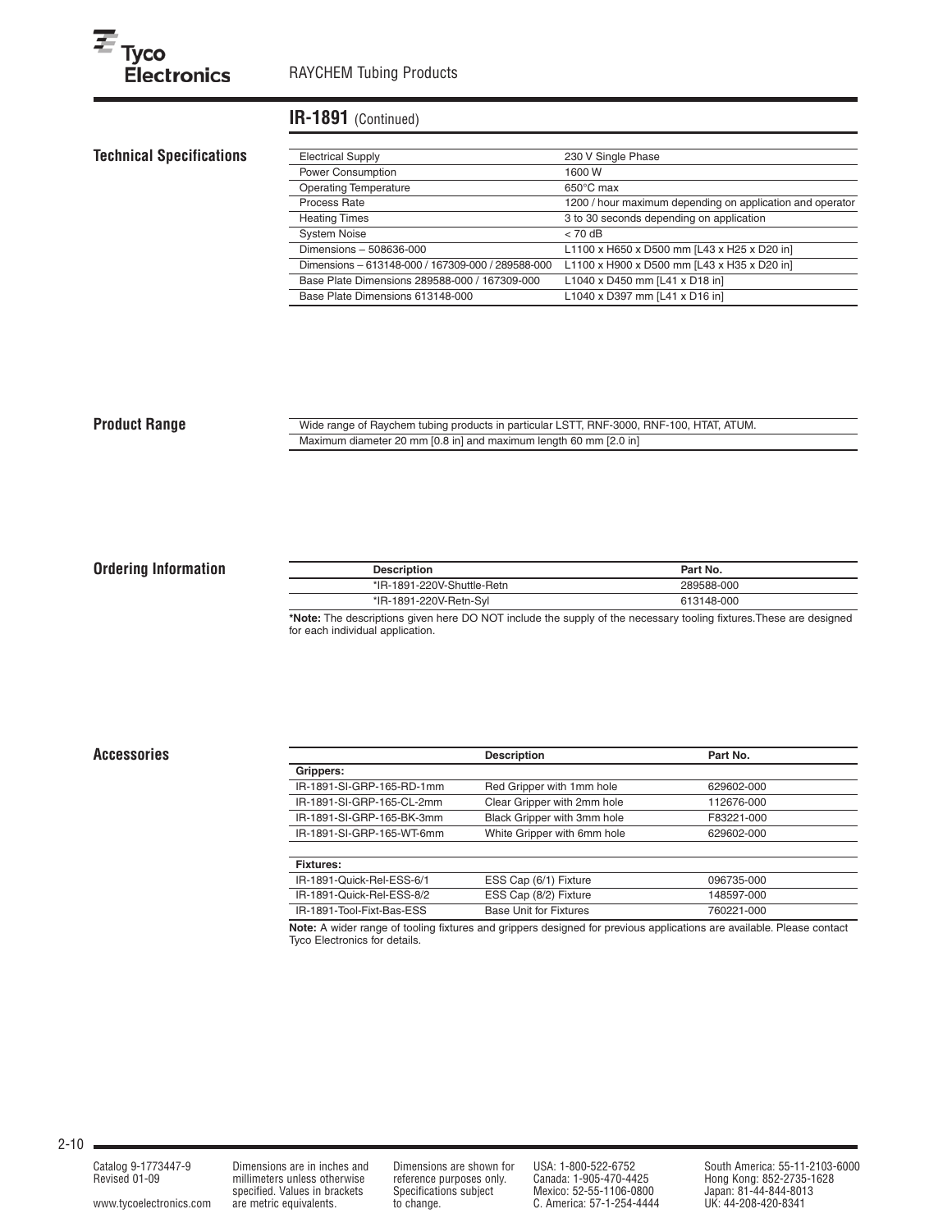## IR-1891 (Continued)

### Technical Specifications

| | |
|---|---|
| Electrical Supply | 230 V Single Phase |
| Power Consumption | 1600 W |
| Operating Temperature | 650°C max |
| Process Rate | 1200 / hour maximum depending on application and operator |
| Heating Times | 3 to 30 seconds depending on application |
| System Noise | < 70 dB |
| Dimensions – 508636-000 | L1100 x H650 x D500 mm [L43 x H25 x D20 in] |
| Dimensions – 613148-000 / 167309-000 / 289588-000 | L1100 x H900 x D500 mm [L43 x H35 x D20 in] |
| Base Plate Dimensions 289588-000 / 167309-000 | L1040 x D450 mm [L41 x D18 in] |
| Base Plate Dimensions 613148-000 | L1040 x D397 mm [L41 x D16 in] |

### Product Range

| |
|---|
| Wide range of Raychem tubing products in particular LSTT, RNF-3000, RNF-100, HTAT, ATUM. |
| Maximum diameter 20 mm [0.8 in] and maximum length 60 mm [2.0 in] |

### Ordering Information

| Description | Part No. |
|---|---|
| *IR-1891-220V-Shuttle-Retn | 289588-000 |
| *IR-1891-220V-Retn-Syl | 613148-000 |

***Note:** The descriptions given here DO NOT include the supply of the necessary tooling fixtures.These are designed for each individual application.

### Accessories

| | Description | Part No. |
|---|---|---|
| **Grippers:** | | |
| IR-1891-SI-GRP-165-RD-1mm | Red Gripper with 1mm hole | 629602-000 |
| IR-1891-SI-GRP-165-CL-2mm | Clear Gripper with 2mm hole | 112676-000 |
| IR-1891-SI-GRP-165-BK-3mm | Black Gripper with 3mm hole | F83221-000 |
| IR-1891-SI-GRP-165-WT-6mm | White Gripper with 6mm hole | 629602-000 |
| **Fixtures:** | | |
| IR-1891-Quick-Rel-ESS-6/1 | ESS Cap (6/1) Fixture | 096735-000 |
| IR-1891-Quick-Rel-ESS-8/2 | ESS Cap (8/2) Fixture | 148597-000 |
| IR-1891-Tool-Fixt-Bas-ESS | Base Unit for Fixtures | 760221-000 |

**Note:** A wider range of tooling fixtures and grippers designed for previous applications are available. Please contact Tyco Electronics for details.